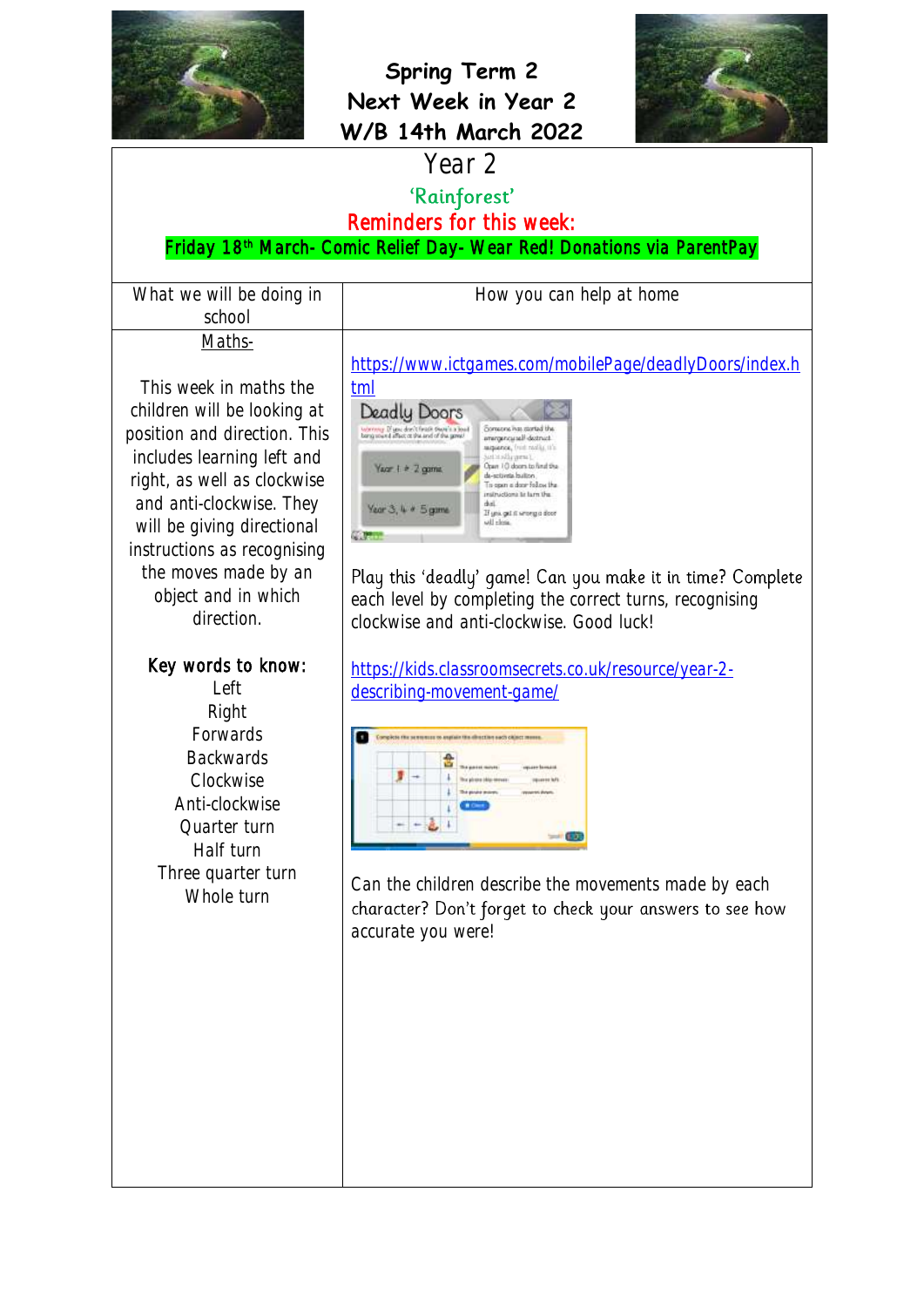# Spring Term 2
# Next Week in Year 2
# W/B 14th March 2022

## Year 2

**'Rainforest'**

**Reminders for this week:**

**Friday 18th March- Comic Relief Day- Wear Red! Donations via ParentPay**

| What we will be doing in school | How you can help at home |
|---|---|
| Maths-<br><br>This week in maths the children will be looking at position and direction. This includes learning left and right, as well as clockwise and anti-clockwise. They will be giving directional instructions as recognising the moves made by an object and in which direction.<br><br>**Key words to know:**<br>Left<br>Right<br>Forwards<br>Backwards<br>Clockwise<br>Anti-clockwise<br>Quarter turn<br>Half turn<br>Three quarter turn<br>Whole turn | https://www.ictgames.com/mobilePage/deadlyDoors/index.html<br><br>Play this 'deadly' game! Can you make it in time? Complete each level by completing the correct turns, recognising clockwise and anti-clockwise. Good luck!<br><br>https://kids.classroomsecrets.co.uk/resource/year-2-describing-movement-game/<br><br>Can the children describe the movements made by each character? Don't forget to check your answers to see how accurate you were! |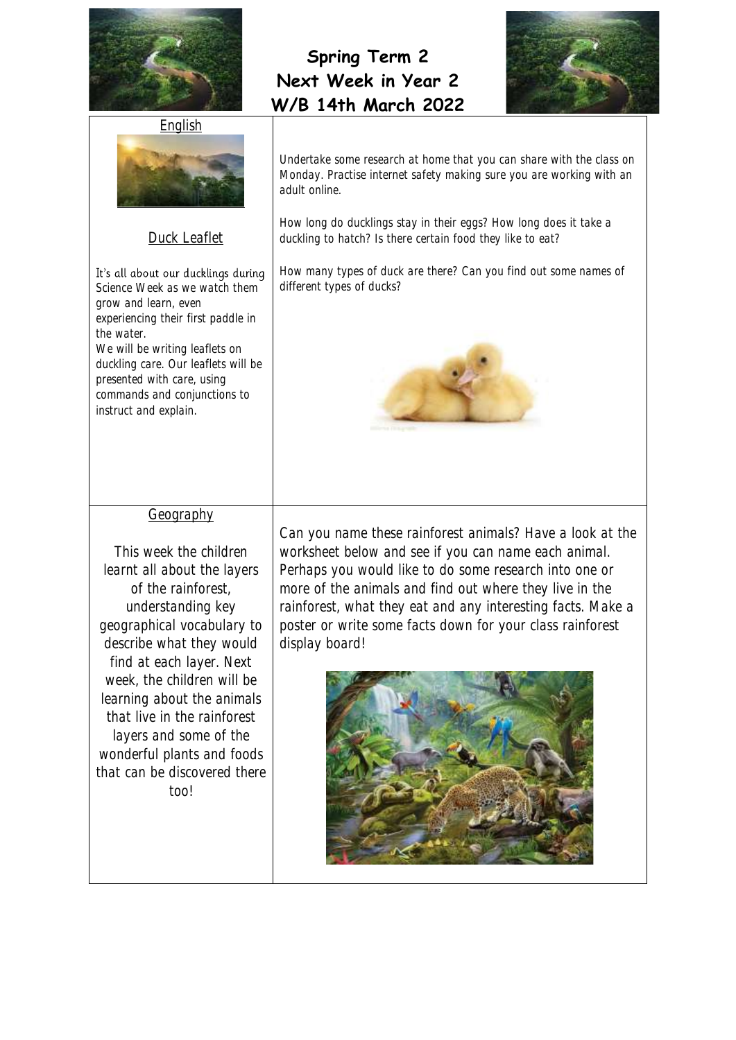# Spring Term 2
# Next Week in Year 2
# W/B 14th March 2022

## English

### Duck Leaflet

It's all about our ducklings during Science Week as we watch them grow and learn, even experiencing their first paddle in the water.
We will be writing leaflets on duckling care. Our leaflets will be presented with care, using commands and conjunctions to instruct and explain.

Undertake some research at home that you can share with the class on Monday. Practise internet safety making sure you are working with an adult online.

How long do ducklings stay in their eggs? How long does it take a duckling to hatch? Is there certain food they like to eat?

How many types of duck are there? Can you find out some names of different types of ducks?

## Geography

This week the children learnt all about the layers of the rainforest, understanding key geographical vocabulary to describe what they would find at each layer. Next week, the children will be learning about the animals that live in the rainforest layers and some of the wonderful plants and foods that can be discovered there too!

Can you name these rainforest animals? Have a look at the worksheet below and see if you can name each animal. Perhaps you would like to do some research into one or more of the animals and find out where they live in the rainforest, what they eat and any interesting facts. Make a poster or write some facts down for your class rainforest display board!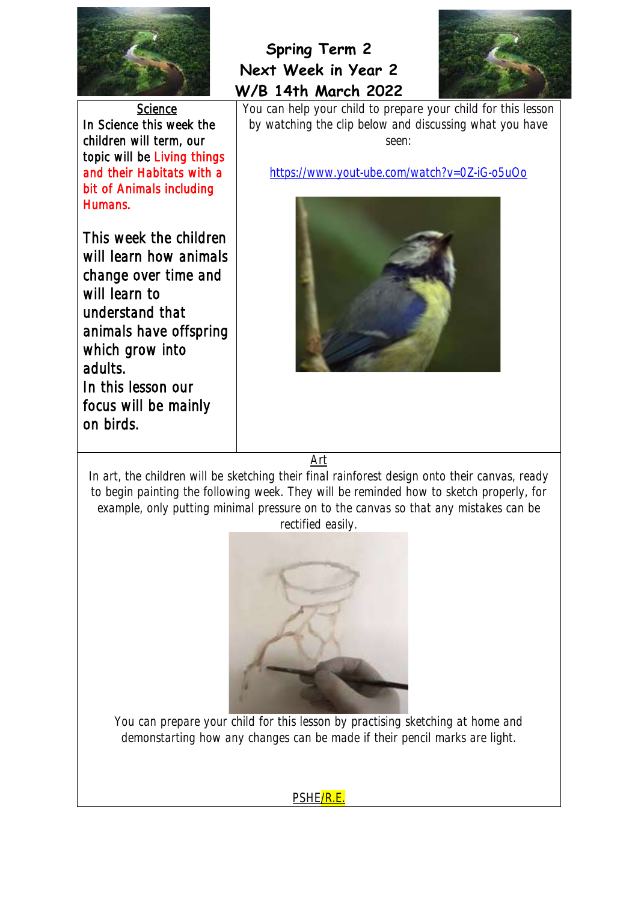# Spring Term 2
# Next Week in Year 2
# W/B 14th March 2022

## Science

In Science this week the children will term, our topic will be Living things and their Habitats with a bit of Animals including Humans.

This week the children will learn how animals change over time and will learn to understand that animals have offspring which grow into adults.
In this lesson our focus will be mainly on birds.

You can help your child to prepare your child for this lesson by watching the clip below and discussing what you have seen:

https://www.yout-ube.com/watch?v=0Z-iG-o5uOo

## Art

In art, the children will be sketching their final rainforest design onto their canvas, ready to begin painting the following week. They will be reminded how to sketch properly, for example, only putting minimal pressure on to the canvas so that any mistakes can be rectified easily.

You can prepare your child for this lesson by practising sketching at home and demonstarting how any changes can be made if their pencil marks are light.

## PSHE/R.E.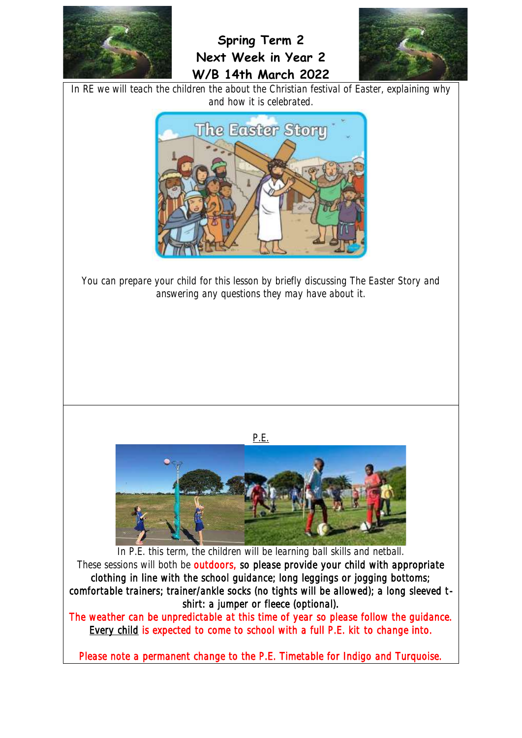# Spring Term 2
# Next Week in Year 2
# W/B 14th March 2022

In RE we will teach the children the about the Christian festival of Easter, explaining why and how it is celebrated.

You can prepare your child for this lesson by briefly discussing The Easter Story and answering any questions they may have about it.

## P.E.

In P.E. this term, the children will be learning ball skills and netball.

These sessions will both be **outdoors,** so please provide your child with appropriate clothing in line with the school guidance; long leggings or jogging bottoms; comfortable trainers; trainer/ankle socks (no tights will be allowed); a long sleeved t-shirt: a jumper or fleece (optional).

The weather can be unpredictable at this time of year so please follow the guidance. Every child is expected to come to school with a full P.E. kit to change into.

Please note a permanent change to the P.E. Timetable for Indigo and Turquoise.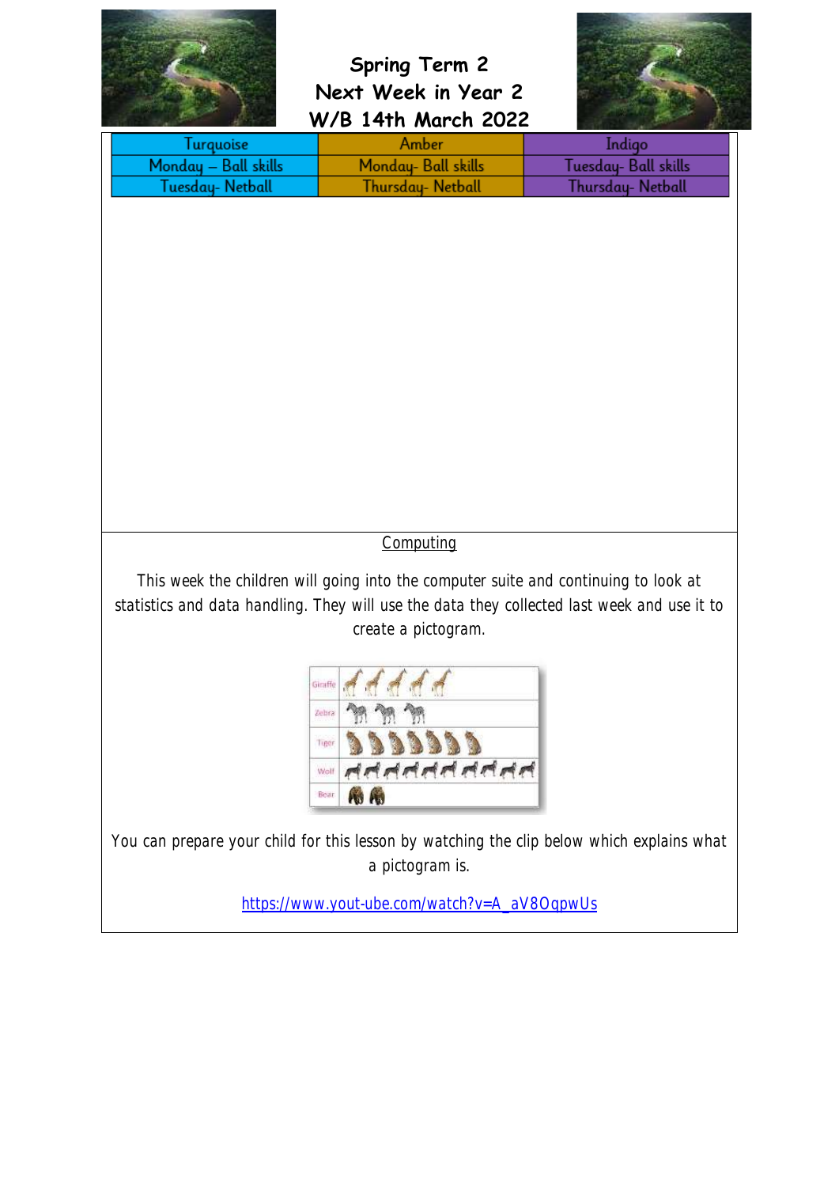# Spring Term 2
# Next Week in Year 2
# W/B 14th March 2022

| Turquoise | Amber | Indigo |
|---|---|---|
| Monday – Ball skills | Monday- Ball skills | Tuesday- Ball skills |
| Tuesday- Netball | Thursday- Netball | Thursday- Netball |

## Computing

This week the children will going into the computer suite and continuing to look at statistics and data handling. They will use the data they collected last week and use it to create a pictogram.

You can prepare your child for this lesson by watching the clip below which explains what a pictogram is.

https://www.yout-ube.com/watch?v=A_aV8OqpwUs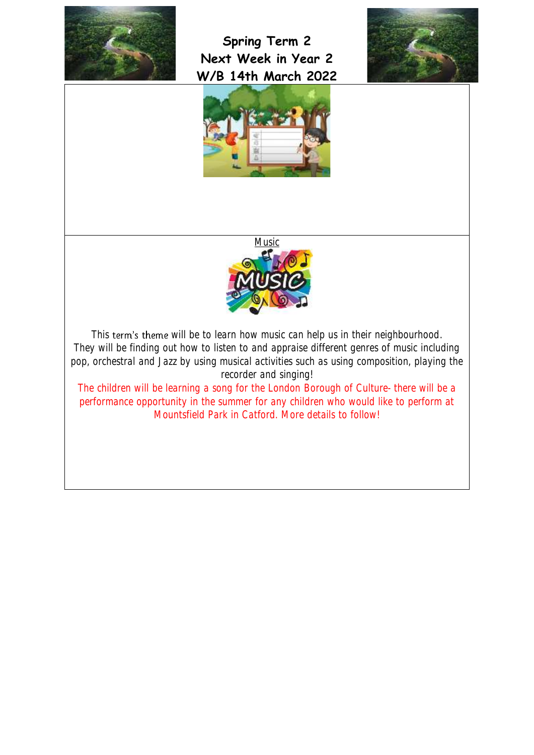# Spring Term 2
# Next Week in Year 2
# W/B 14th March 2022

Music

This term's theme will be to learn how music can help us in their neighbourhood. They will be finding out how to listen to and appraise different genres of music including pop, orchestral and Jazz by using musical activities such as using composition, playing the recorder and singing!

The children will be learning a song for the London Borough of Culture- there will be a performance opportunity in the summer for any children who would like to perform at Mountsfield Park in Catford. More details to follow!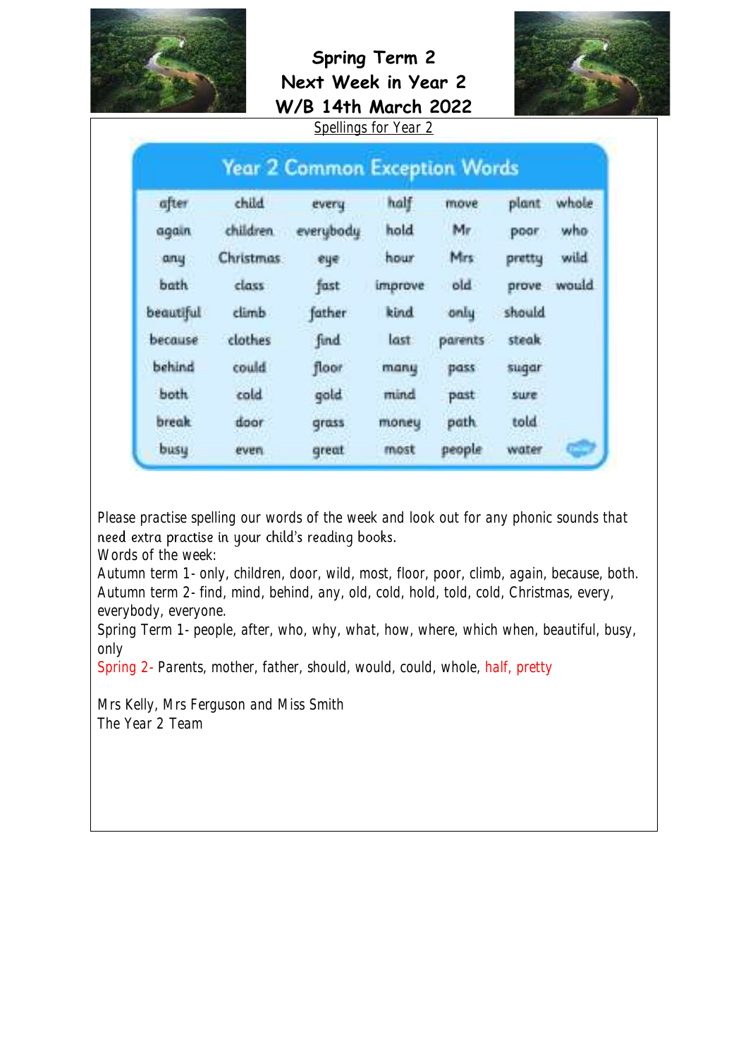## Spring Term 2
## Next Week in Year 2
## W/B 14th March 2022

Spellings for Year 2

| Year 2 Common Exception Words | | | | | | |
|---|---|---|---|---|---|---|
| after | child | every | half | move | plant | whole |
| again | children | everybody | hold | Mr | poor | who |
| any | Christmas | eye | hour | Mrs | pretty | wild |
| bath | class | fast | improve | old | prove | would |
| beautiful | climb | father | kind | only | should | |
| because | clothes | find | last | parents | steak | |
| behind | could | floor | many | pass | sugar | |
| both | cold | gold | mind | past | sure | |
| break | door | grass | money | path | told | |
| busy | even | great | most | people | water | |

Please practise spelling our words of the week and look out for any phonic sounds that need extra practise in your child's reading books.

Words of the week:

Autumn term 1- only, children, door, wild, most, floor, poor, climb, again, because, both.

Autumn term 2- find, mind, behind, any, old, cold, hold, told, cold, Christmas, every, everybody, everyone.

Spring Term 1- people, after, who, why, what, how, where, which when, beautiful, busy, only

Spring 2- Parents, mother, father, should, would, could, whole, half, pretty

Mrs Kelly, Mrs Ferguson and Miss Smith

The Year 2 Team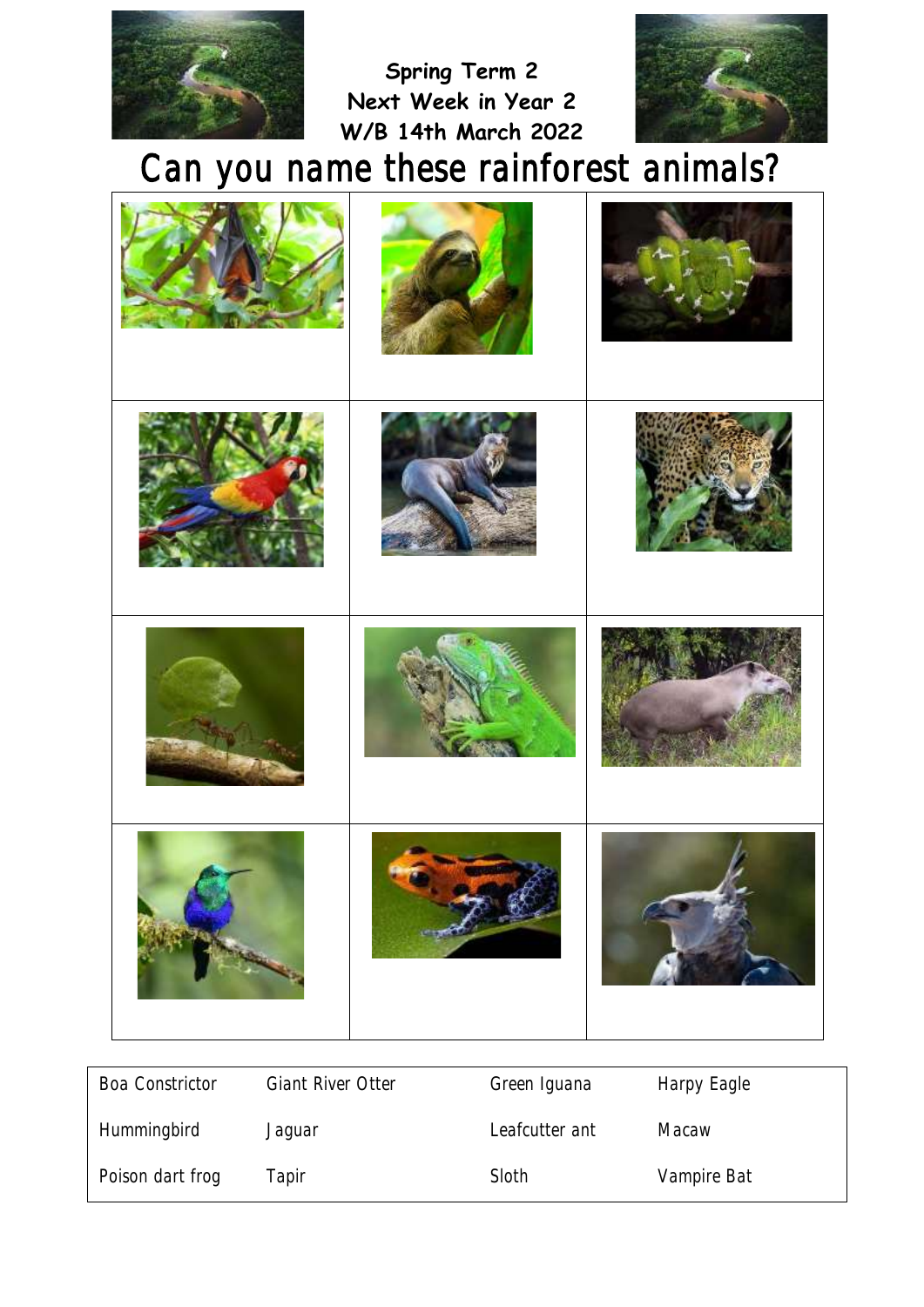**Spring Term 2**
**Next Week in Year 2**
**W/B 14th March 2022**

# Can you name these rainforest animals?

| | | | |
|---|---|---|---|
| Boa Constrictor | Giant River Otter | Green Iguana | Harpy Eagle |
| Hummingbird | Jaguar | Leafcutter ant | Macaw |
| Poison dart frog | Tapir | Sloth | Vampire Bat |